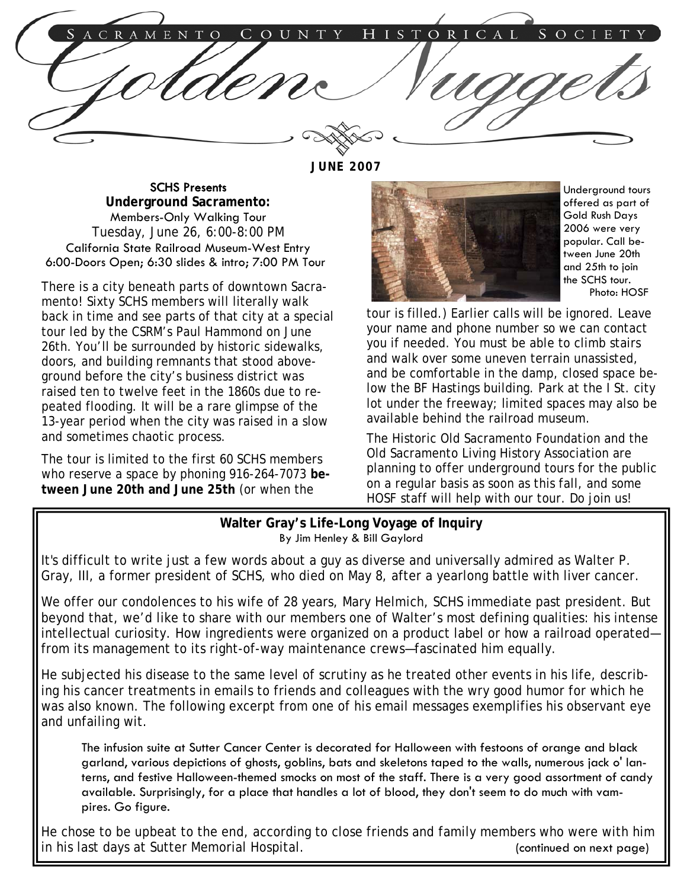# Sacramento County Historical Society

# Golden Nuggets

**JUNE 2007**

SCHS Presents

## Underground Sacramento:

Members-Only Walking Tour

Tuesday, June 26, 6:00-8:00 PM

California State Railroad Museum-West Entry

6:00-Doors Open; 6:30 slides & intro; 7:00 PM Tour

There is a city beneath parts of downtown Sacramento! Sixty SCHS members will literally walk back in time and see parts of that city at a special tour led by the CSRM's Paul Hammond on June 26th. You'll be surrounded by historic sidewalks, doors, and building remnants that stood above-ground before the city's business district was raised ten to twelve feet in the 1860s due to repeated flooding. It will be a rare glimpse of the 13-year period when the city was raised in a slow and sometimes chaotic process.

The tour is limited to the first 60 SCHS members who reserve a space by phoning 916-264-7073 **between June 20th and June 25th** (or when the tour is filled.) Earlier calls will be ignored. Leave your name and phone number so we can contact you if needed. You must be able to climb stairs and walk over some uneven terrain unassisted, and be comfortable in the damp, closed space below the BF Hastings building. Park at the I St. city lot under the freeway; limited spaces may also be available behind the railroad museum.

Underground tours offered as part of Gold Rush Days 2006 were very popular. Call between June 20th and 25th to join the SCHS tour. Photo: HOSF

The Historic Old Sacramento Foundation and the Old Sacramento Living History Association are planning to offer underground tours for the public on a regular basis as soon as this fall, and some HOSF staff will help with our tour. Do join us!

## Walter Gray's Life-Long Voyage of Inquiry

By Jim Henley & Bill Gaylord

It's difficult to write just a few words about a guy as diverse and universally admired as Walter P. Gray, III, a former president of SCHS, who died on May 8, after a yearlong battle with liver cancer.

We offer our condolences to his wife of 28 years, Mary Helmich, SCHS immediate past president. But beyond that, we'd like to share with our members one of Walter's most defining qualities: his intense intellectual curiosity. How ingredients were organized on a product label or how a railroad operated—from its management to its right-of-way maintenance crews—fascinated him equally.

He subjected his disease to the same level of scrutiny as he treated other events in his life, describing his cancer treatments in emails to friends and colleagues with the wry good humor for which he was also known. The following excerpt from one of his email messages exemplifies his observant eye and unfailing wit.

> The infusion suite at Sutter Cancer Center is decorated for Halloween with festoons of orange and black garland, various depictions of ghosts, goblins, bats and skeletons taped to the walls, numerous jack o' lanterns, and festive Halloween-themed smocks on most of the staff. There is a very good assortment of candy available. Surprisingly, for a place that handles a lot of blood, they don't seem to do much with vampires. Go figure.

He chose to be upbeat to the end, according to close friends and family members who were with him in his last days at Sutter Memorial Hospital. (continued on next page)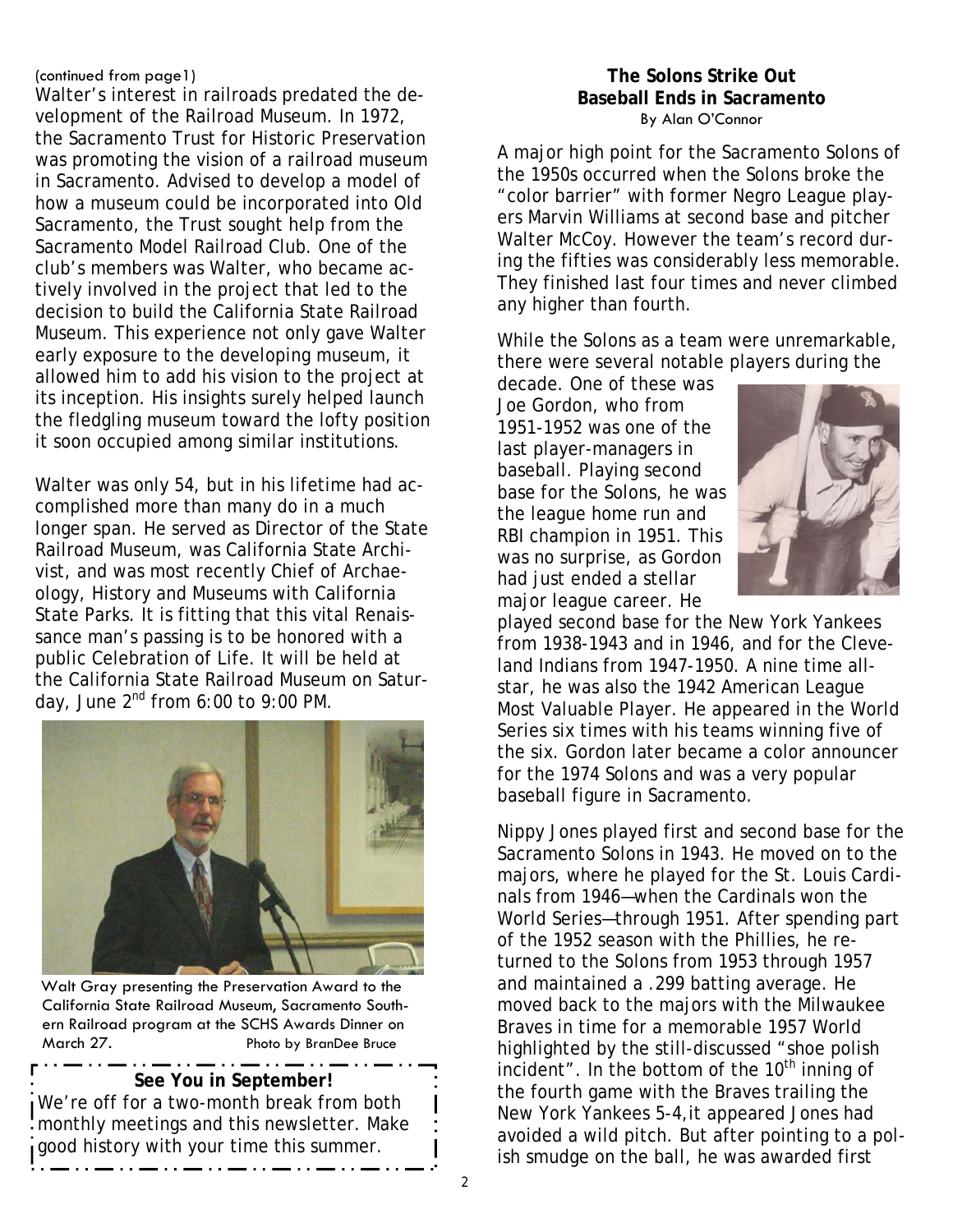(continued from page1)

Walter's interest in railroads predated the development of the Railroad Museum. In 1972, the Sacramento Trust for Historic Preservation was promoting the vision of a railroad museum in Sacramento. Advised to develop a model of how a museum could be incorporated into Old Sacramento, the Trust sought help from the Sacramento Model Railroad Club. One of the club's members was Walter, who became actively involved in the project that led to the decision to build the California State Railroad Museum. This experience not only gave Walter early exposure to the developing museum, it allowed him to add his vision to the project at its inception. His insights surely helped launch the fledgling museum toward the lofty position it soon occupied among similar institutions.

Walter was only 54, but in his lifetime had accomplished more than many do in a much longer span. He served as Director of the State Railroad Museum, was California State Archivist, and was most recently Chief of Archaeology, History and Museums with California State Parks. It is fitting that this vital Renaissance man's passing is to be honored with a public Celebration of Life. It will be held at the California State Railroad Museum on Saturday, June 2nd from 6:00 to 9:00 PM.

Walt Gray presenting the Preservation Award to the California State Railroad Museum, Sacramento Southern Railroad program at the SCHS Awards Dinner on March 27. Photo by BranDee Bruce

**See You in September!**

We're off for a two-month break from both monthly meetings and this newsletter. Make good history with your time this summer.

## The Solons Strike Out
## Baseball Ends in Sacramento

By Alan O'Connor

A major high point for the Sacramento Solons of the 1950s occurred when the Solons broke the "color barrier" with former Negro League players Marvin Williams at second base and pitcher Walter McCoy. However the team's record during the fifties was considerably less memorable. They finished last four times and never climbed any higher than fourth.

While the Solons as a team were unremarkable, there were several notable players during the decade. One of these was Joe Gordon, who from 1951-1952 was one of the last player-managers in baseball. Playing second base for the Solons, he was the league home run and RBI champion in 1951. This was no surprise, as Gordon had just ended a stellar major league career. He played second base for the New York Yankees from 1938-1943 and in 1946, and for the Cleveland Indians from 1947-1950. A nine time all-star, he was also the 1942 American League Most Valuable Player. He appeared in the World Series six times with his teams winning five of the six. Gordon later became a color announcer for the 1974 Solons and was a very popular baseball figure in Sacramento.

Nippy Jones played first and second base for the Sacramento Solons in 1943. He moved on to the majors, where he played for the St. Louis Cardinals from 1946—when the Cardinals won the World Series—through 1951. After spending part of the 1952 season with the Phillies, he returned to the Solons from 1953 through 1957 and maintained a .299 batting average. He moved back to the majors with the Milwaukee Braves in time for a memorable 1957 World highlighted by the still-discussed "shoe polish incident". In the bottom of the 10th inning of the fourth game with the Braves trailing the New York Yankees 5-4, it appeared Jones had avoided a wild pitch. But after pointing to a polish smudge on the ball, he was awarded first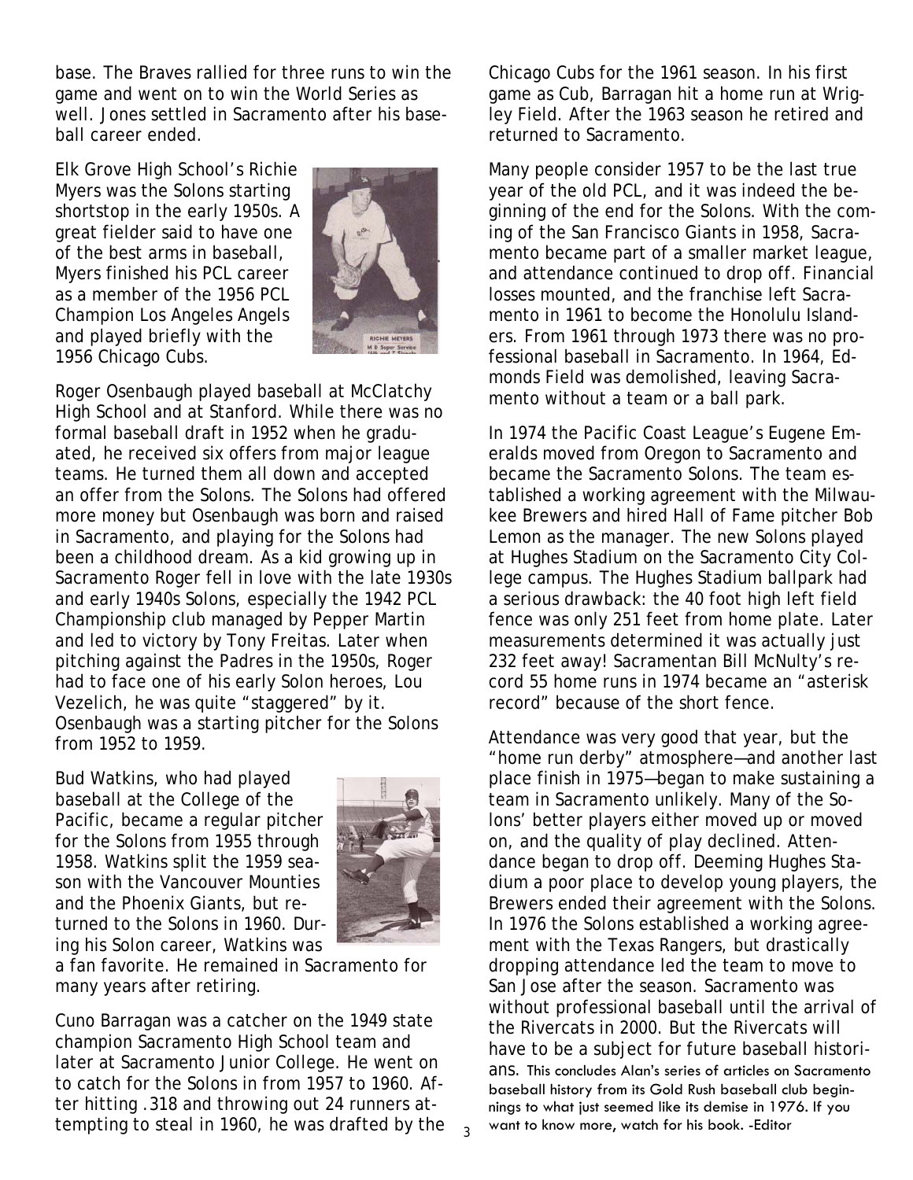base. The Braves rallied for three runs to win the game and went on to win the World Series as well. Jones settled in Sacramento after his baseball career ended.

Elk Grove High School's Richie Myers was the Solons starting shortstop in the early 1950s. A great fielder said to have one of the best arms in baseball, Myers finished his PCL career as a member of the 1956 PCL Champion Los Angeles Angels and played briefly with the 1956 Chicago Cubs.

Roger Osenbaugh played baseball at McClatchy High School and at Stanford. While there was no formal baseball draft in 1952 when he graduated, he received six offers from major league teams. He turned them all down and accepted an offer from the Solons. The Solons had offered more money but Osenbaugh was born and raised in Sacramento, and playing for the Solons had been a childhood dream. As a kid growing up in Sacramento Roger fell in love with the late 1930s and early 1940s Solons, especially the 1942 PCL Championship club managed by Pepper Martin and led to victory by Tony Freitas. Later when pitching against the Padres in the 1950s, Roger had to face one of his early Solon heroes, Lou Vezelich, he was quite "staggered" by it. Osenbaugh was a starting pitcher for the Solons from 1952 to 1959.

Bud Watkins, who had played baseball at the College of the Pacific, became a regular pitcher for the Solons from 1955 through 1958. Watkins split the 1959 season with the Vancouver Mounties and the Phoenix Giants, but returned to the Solons in 1960. During his Solon career, Watkins was a fan favorite. He remained in Sacramento for many years after retiring.

Cuno Barragan was a catcher on the 1949 state champion Sacramento High School team and later at Sacramento Junior College. He went on to catch for the Solons in from 1957 to 1960. After hitting .318 and throwing out 24 runners attempting to steal in 1960, he was drafted by the Chicago Cubs for the 1961 season. In his first game as Cub, Barragan hit a home run at Wrigley Field. After the 1963 season he retired and returned to Sacramento.

Many people consider 1957 to be the last true year of the old PCL, and it was indeed the beginning of the end for the Solons. With the coming of the San Francisco Giants in 1958, Sacramento became part of a smaller market league, and attendance continued to drop off. Financial losses mounted, and the franchise left Sacramento in 1961 to become the Honolulu Islanders. From 1961 through 1973 there was no professional baseball in Sacramento. In 1964, Edmonds Field was demolished, leaving Sacramento without a team or a ball park.

In 1974 the Pacific Coast League's Eugene Emeralds moved from Oregon to Sacramento and became the Sacramento Solons. The team established a working agreement with the Milwaukee Brewers and hired Hall of Fame pitcher Bob Lemon as the manager. The new Solons played at Hughes Stadium on the Sacramento City College campus. The Hughes Stadium ballpark had a serious drawback: the 40 foot high left field fence was only 251 feet from home plate. Later measurements determined it was actually just 232 feet away! Sacramentan Bill McNulty's record 55 home runs in 1974 became an "asterisk record" because of the short fence.

Attendance was very good that year, but the "home run derby" atmosphere—and another last place finish in 1975—began to make sustaining a team in Sacramento unlikely. Many of the Solons' better players either moved up or moved on, and the quality of play declined. Attendance began to drop off. Deeming Hughes Stadium a poor place to develop young players, the Brewers ended their agreement with the Solons. In 1976 the Solons established a working agreement with the Texas Rangers, but drastically dropping attendance led the team to move to San Jose after the season. Sacramento was without professional baseball until the arrival of the Rivercats in 2000. But the Rivercats will have to be a subject for future baseball historians. This concludes Alan's series of articles on Sacramento baseball history from its Gold Rush baseball club beginnings to what just seemed like its demise in 1976. If you want to know more, watch for his book. -Editor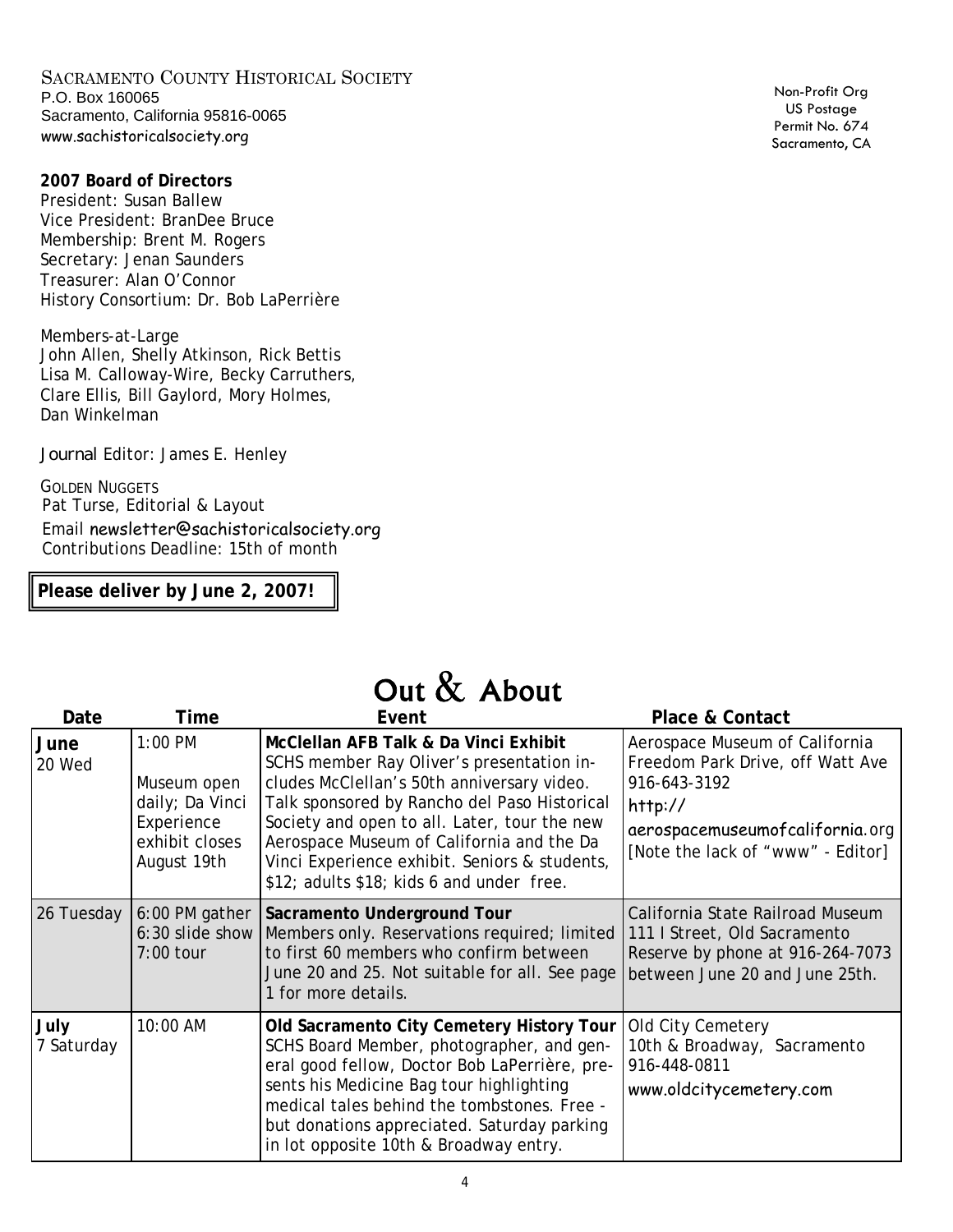SACRAMENTO COUNTY HISTORICAL SOCIETY
P.O. Box 160065
Sacramento, California 95816-0065
www.sachistoricalsociety.org

Non-Profit Org
US Postage
Permit No. 674
Sacramento, CA

**2007 Board of Directors**
President: Susan Ballew
Vice President: BranDee Bruce
Membership: Brent M. Rogers
Secretary: Jenan Saunders
Treasurer: Alan O'Connor
History Consortium: Dr. Bob LaPerrière

Members-at-Large
John Allen, Shelly Atkinson, Rick Bettis
Lisa M. Calloway-Wire, Becky Carruthers,
Clare Ellis, Bill Gaylord, Mory Holmes,
Dan Winkelman

*Journal* Editor: James E. Henley

GOLDEN NUGGETS
Pat Turse, Editorial & Layout
Email newsletter@sachistoricalsociety.org
Contributions Deadline: 15th of month

**Please deliver by June 2, 2007!**

# Out & About

| Date | Time | Event | Place & Contact |
|---|---|---|---|
| **June** 20 Wed | 1:00 PM<br><br>Museum open daily; Da Vinci Experience exhibit closes August 19th | **McClellan AFB Talk & Da Vinci Exhibit** SCHS member Ray Oliver's presentation includes McClellan's 50th anniversary video. Talk sponsored by Rancho del Paso Historical Society and open to all. Later, tour the new Aerospace Museum of California and the Da Vinci Experience exhibit. Seniors & students, $12; adults $18; kids 6 and under free. | Aerospace Museum of California<br>Freedom Park Drive, off Watt Ave<br>916-643-3192<br>http://aerospacemuseumofcalifornia.org<br>[Note the lack of "www" - Editor] |
| 26 Tuesday | 6:00 PM gather<br>6:30 slide show<br>7:00 tour | **Sacramento Underground Tour** Members only. Reservations required; limited to first 60 members who confirm between June 20 and 25. Not suitable for all. See page 1 for more details. | California State Railroad Museum<br>111 I Street, Old Sacramento<br>Reserve by phone at 916-264-7073 between June 20 and June 25th. |
| **July** 7 Saturday | 10:00 AM | **Old Sacramento City Cemetery History Tour** SCHS Board Member, photographer, and general good fellow, Doctor Bob LaPerrière, presents his Medicine Bag tour highlighting medical tales behind the tombstones. Free - but donations appreciated. Saturday parking in lot opposite 10th & Broadway entry. | Old City Cemetery<br>10th & Broadway, Sacramento<br>916-448-0811<br>www.oldcitycemetery.com |